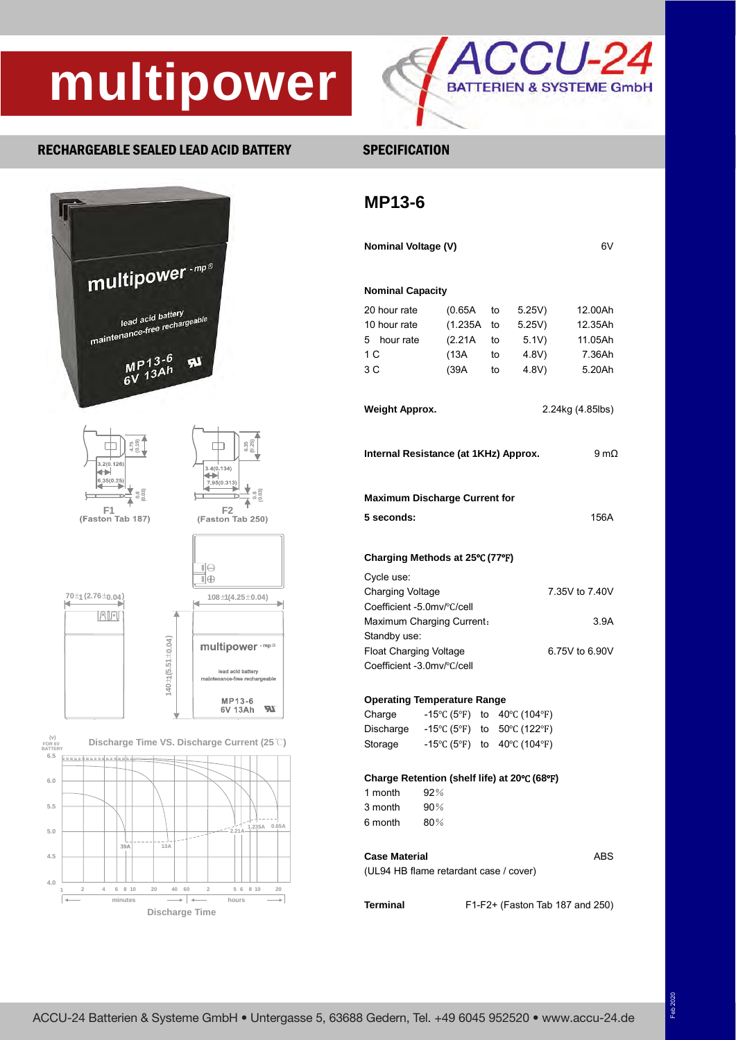# multipower

ACCU-24 BATTERIEN & SYSTEME GmbH

**RECHARGEABLE SEALED LEAD ACID BATTERY** **SPECIFICATION**

## MP13-6

**Nominal Voltage (V)** 6V

**Nominal Capacity**

| | | | | |
|---|---|---|---|---|
| 20 hour rate | (0.65A | to | 5.25V) | 12.00Ah |
| 10 hour rate | (1.235A | to | 5.25V) | 12.35Ah |
| 5 hour rate | (2.21A | to | 5.1V) | 11.05Ah |
| 1 C | (13A | to | 4.8V) | 7.36Ah |
| 3 C | (39A | to | 4.8V) | 5.20Ah |

**Weight Approx.** 2.24kg (4.85lbs)

**Internal Resistance (at 1KHz) Approx.** 9 mΩ

**Maximum Discharge Current for 5 seconds:** 156A

**Charging Methods at 25℃ (77℉)**

Cycle use:
Charging Voltage 7.35V to 7.40V
Coefficient -5.0mv/℃/cell
Maximum Charging Current: 3.9A
Standby use:
Float Charging Voltage 6.75V to 6.90V
Coefficient -3.0mv/℃/cell

**Operating Temperature Range**

| | | | |
|---|---|---|---|
| Charge | -15℃ (5℉) | to | 40℃ (104℉) |
| Discharge | -15℃ (5℉) | to | 50℃ (122℉) |
| Storage | -15℃ (5℉) | to | 40℃ (104℉) |

**Charge Retention (shelf life) at 20℃ (68℉)**

| | |
|---|---|
| 1 month | 92% |
| 3 month | 90% |
| 6 month | 80% |

**Case Material** ABS
(UL94 HB flame retardant case / cover)

**Terminal** F1-F2+ (Faston Tab 187 and 250)

F1 (Faston Tab 187) F2 (Faston Tab 250)

70±1 (2.76±0.04) 108±1(4.25±0.04) 140±1(5.51±0.04)

Discharge Time VS. Discharge Current (25℃)

ACCU-24 Batterien & Systeme GmbH • Untergasse 5, 63688 Gedern, Tel. +49 6045 952520 • www.accu-24.de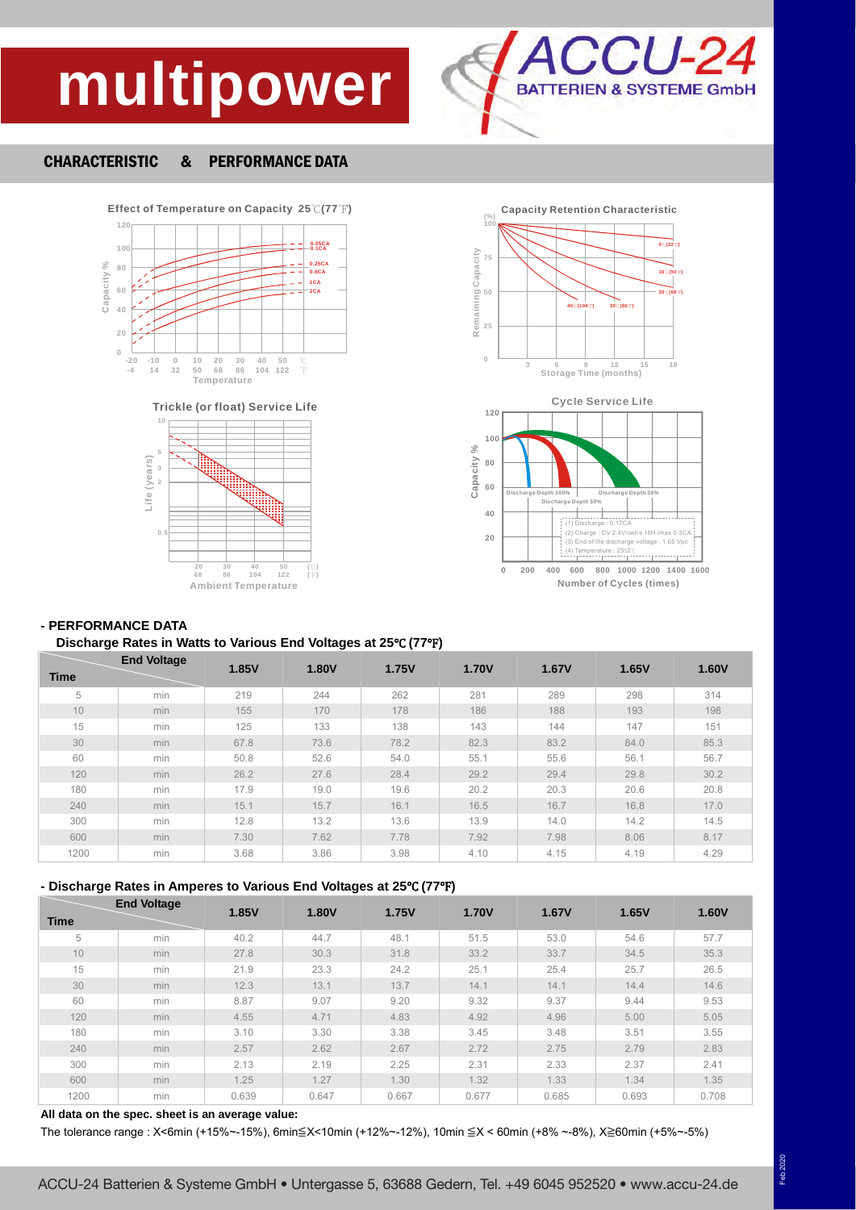# multipower

ACCU-24 BATTERIEN & SYSTEME GmbH

## CHARACTERISTIC & PERFORMANCE DATA

**Effect of Temperature on Capacity 25℃(77℉)**

Capacity %

120
100
80
60
40
20
0

0.05CA
0.1CA
0.25CA
0.6CA
1CA
2CA

-20 -10 0 10 20 30 40 50 ℃
-4 14 32 50 68 86 104 122 ℉

Temperature

**Capacity Retention Characteristic**

(%)
100
75
50
25
0

Remaining Capacity

0℃(32℉)
10℃(50℉)
20℃(68℉)
30℃(86℉)
40℃(104℉)

3 6 9 12 15 18

Storage Time (months)

**Trickle (or float) Service Life**

Life (years)

10
5
3
2
0.5

20 30 40 50 (℃)
68 86 104 122 (℉)

Ambient Temperature

**Cycle Service Life**

Capacity %

120
100
80
60
40
20

Discharge Depth 100%
Discharge Depth 50%
Discharge Depth 30%

(1) Discharge : 0.17CA
(2) Charge : CV 2.4V/cell≤16H Imax 0.3CA
(3) End of life discharge voltage : 1.65 Vpc
(4) Temperature : 25±2℃

0 200 400 600 800 1000 1200 1400 1600

Number of Cycles (times)

### - PERFORMANCE DATA

**Discharge Rates in Watts to Various End Voltages at 25℃ (77℉)**

| Time | End Voltage | 1.85V | 1.80V | 1.75V | 1.70V | 1.67V | 1.65V | 1.60V |
|---|---|---|---|---|---|---|---|---|
| 5 | min | 219 | 244 | 262 | 281 | 289 | 298 | 314 |
| 10 | min | 155 | 170 | 178 | 186 | 188 | 193 | 198 |
| 15 | min | 125 | 133 | 138 | 143 | 144 | 147 | 151 |
| 30 | min | 67.8 | 73.6 | 78.2 | 82.3 | 83.2 | 84.0 | 85.3 |
| 60 | min | 50.8 | 52.6 | 54.0 | 55.1 | 55.6 | 56.1 | 56.7 |
| 120 | min | 26.2 | 27.6 | 28.4 | 29.2 | 29.4 | 29.8 | 30.2 |
| 180 | min | 17.9 | 19.0 | 19.6 | 20.2 | 20.3 | 20.6 | 20.8 |
| 240 | min | 15.1 | 15.7 | 16.1 | 16.5 | 16.7 | 16.8 | 17.0 |
| 300 | min | 12.8 | 13.2 | 13.6 | 13.9 | 14.0 | 14.2 | 14.5 |
| 600 | min | 7.30 | 7.62 | 7.78 | 7.92 | 7.98 | 8.06 | 8.17 |
| 1200 | min | 3.68 | 3.86 | 3.98 | 4.10 | 4.15 | 4.19 | 4.29 |

**- Discharge Rates in Amperes to Various End Voltages at 25℃ (77℉)**

| Time | End Voltage | 1.85V | 1.80V | 1.75V | 1.70V | 1.67V | 1.65V | 1.60V |
|---|---|---|---|---|---|---|---|---|
| 5 | min | 40.2 | 44.7 | 48.1 | 51.5 | 53.0 | 54.6 | 57.7 |
| 10 | min | 27.8 | 30.3 | 31.8 | 33.2 | 33.7 | 34.5 | 35.3 |
| 15 | min | 21.9 | 23.3 | 24.2 | 25.1 | 25.4 | 25.7 | 26.5 |
| 30 | min | 12.3 | 13.1 | 13.7 | 14.1 | 14.1 | 14.4 | 14.6 |
| 60 | min | 8.87 | 9.07 | 9.20 | 9.32 | 9.37 | 9.44 | 9.53 |
| 120 | min | 4.55 | 4.71 | 4.83 | 4.92 | 4.96 | 5.00 | 5.05 |
| 180 | min | 3.10 | 3.30 | 3.38 | 3.45 | 3.48 | 3.51 | 3.55 |
| 240 | min | 2.57 | 2.62 | 2.67 | 2.72 | 2.75 | 2.79 | 2.83 |
| 300 | min | 2.13 | 2.19 | 2.25 | 2.31 | 2.33 | 2.37 | 2.41 |
| 600 | min | 1.25 | 1.27 | 1.30 | 1.32 | 1.33 | 1.34 | 1.35 |
| 1200 | min | 0.639 | 0.647 | 0.667 | 0.677 | 0.685 | 0.693 | 0.708 |

**All data on the spec. sheet is an average value:**

The tolerance range : X<6min (+15%~-15%), 6min≦X<10min (+12%~-12%), 10min ≦X < 60min (+8% ~-8%), X≧60min (+5%~-5%)

ACCU-24 Batterien & Systeme GmbH • Untergasse 5, 63688 Gedern, Tel. +49 6045 952520 • www.accu-24.de

Feb 2020